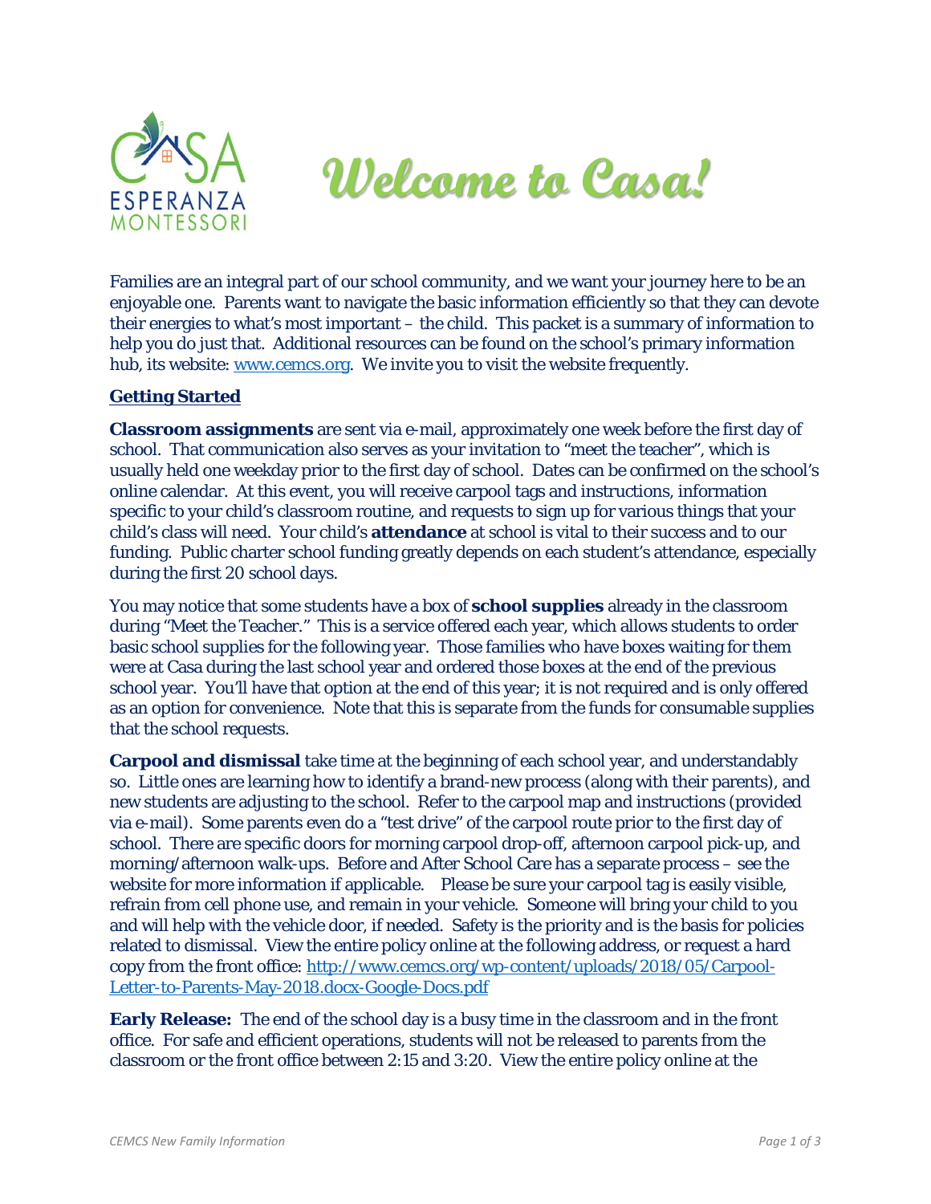# Welcome to Casa!

Families are an integral part of our school community, and we want your journey here to be an enjoyable one. Parents want to navigate the basic information efficiently so that they can devote their energies to what's most important – the child. This packet is a summary of information to help you do just that. Additional resources can be found on the school's primary information hub, its website: [www.cemcs.org](http://www.cemcs.org). We invite you to visit the website frequently.

## Getting Started

**Classroom assignments** are sent via e-mail, approximately one week before the first day of school. That communication also serves as your invitation to "meet the teacher", which is usually held one weekday prior to the first day of school. Dates can be confirmed on the school's online calendar. At this event, you will receive carpool tags and instructions, information specific to your child's classroom routine, and requests to sign up for various things that your child's class will need. Your child's **attendance** at school is vital to their success and to our funding. Public charter school funding greatly depends on each student's attendance, especially during the first 20 school days.

You may notice that some students have a box of **school supplies** already in the classroom during "Meet the Teacher." This is a service offered each year, which allows students to order basic school supplies for the following year. Those families who have boxes waiting for them were at Casa during the last school year and ordered those boxes at the end of the previous school year. You'll have that option at the end of this year; it is not required and is only offered as an option for convenience. Note that this is separate from the funds for consumable supplies that the school requests.

**Carpool and dismissal** take time at the beginning of each school year, and understandably so. Little ones are learning how to identify a brand-new process (along with their parents), and new students are adjusting to the school. Refer to the carpool map and instructions (provided via e-mail). Some parents even do a "test drive" of the carpool route prior to the first day of school. There are specific doors for morning carpool drop-off, afternoon carpool pick-up, and morning/afternoon walk-ups. Before and After School Care has a separate process – see the website for more information if applicable. Please be sure your carpool tag is easily visible, refrain from cell phone use, and remain in your vehicle. Someone will bring your child to you and will help with the vehicle door, if needed. Safety is the priority and is the basis for policies related to dismissal. View the entire policy online at the following address, or request a hard copy from the front office: [http://www.cemcs.org/wp-content/uploads/2018/05/Carpool-Letter-to-Parents-May-2018.docx-Google-Docs.pdf](http://www.cemcs.org/wp-content/uploads/2018/05/Carpool-Letter-to-Parents-May-2018.docx-Google-Docs.pdf)

**Early Release:** The end of the school day is a busy time in the classroom and in the front office. For safe and efficient operations, students will not be released to parents from the classroom or the front office between 2:15 and 3:20. View the entire policy online at the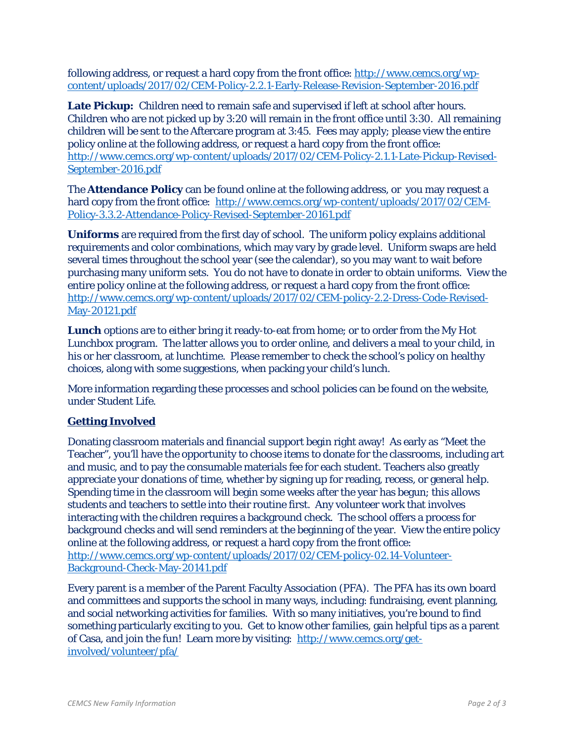following address, or request a hard copy from the front office: http://www.cemcs.org/wp-content/uploads/2017/02/CEM-Policy-2.2.1-Early-Release-Revision-September-2016.pdf

**Late Pickup:** Children need to remain safe and supervised if left at school after hours. Children who are not picked up by 3:20 will remain in the front office until 3:30. All remaining children will be sent to the Aftercare program at 3:45. Fees may apply; please view the entire policy online at the following address, or request a hard copy from the front office: http://www.cemcs.org/wp-content/uploads/2017/02/CEM-Policy-2.1.1-Late-Pickup-Revised-September-2016.pdf

The **Attendance Policy** can be found online at the following address, or you may request a hard copy from the front office: http://www.cemcs.org/wp-content/uploads/2017/02/CEM-Policy-3.3.2-Attendance-Policy-Revised-September-20161.pdf

**Uniforms** are required from the first day of school. The uniform policy explains additional requirements and color combinations, which may vary by grade level. Uniform swaps are held several times throughout the school year (see the calendar), so you may want to wait before purchasing many uniform sets. You do not have to donate in order to obtain uniforms. View the entire policy online at the following address, or request a hard copy from the front office: http://www.cemcs.org/wp-content/uploads/2017/02/CEM-policy-2.2-Dress-Code-Revised-May-20121.pdf

**Lunch** options are to either bring it ready-to-eat from home; or to order from the My Hot Lunchbox program. The latter allows you to order online, and delivers a meal to your child, in his or her classroom, at lunchtime. Please remember to check the school's policy on healthy choices, along with some suggestions, when packing your child's lunch.

More information regarding these processes and school policies can be found on the website, under Student Life.

## Getting Involved

Donating classroom materials and financial support begin right away! As early as "Meet the Teacher", you'll have the opportunity to choose items to donate for the classrooms, including art and music, and to pay the consumable materials fee for each student. Teachers also greatly appreciate your donations of time, whether by signing up for reading, recess, or general help. Spending time in the classroom will begin some weeks after the year has begun; this allows students and teachers to settle into their routine first. Any volunteer work that involves interacting with the children requires a background check. The school offers a process for background checks and will send reminders at the beginning of the year. View the entire policy online at the following address, or request a hard copy from the front office: http://www.cemcs.org/wp-content/uploads/2017/02/CEM-policy-02.14-Volunteer-Background-Check-May-20141.pdf

Every parent is a member of the Parent Faculty Association (PFA). The PFA has its own board and committees and supports the school in many ways, including: fundraising, event planning, and social networking activities for families. With so many initiatives, you're bound to find something particularly exciting to you. Get to know other families, gain helpful tips as a parent of Casa, and join the fun! Learn more by visiting: http://www.cemcs.org/get-involved/volunteer/pfa/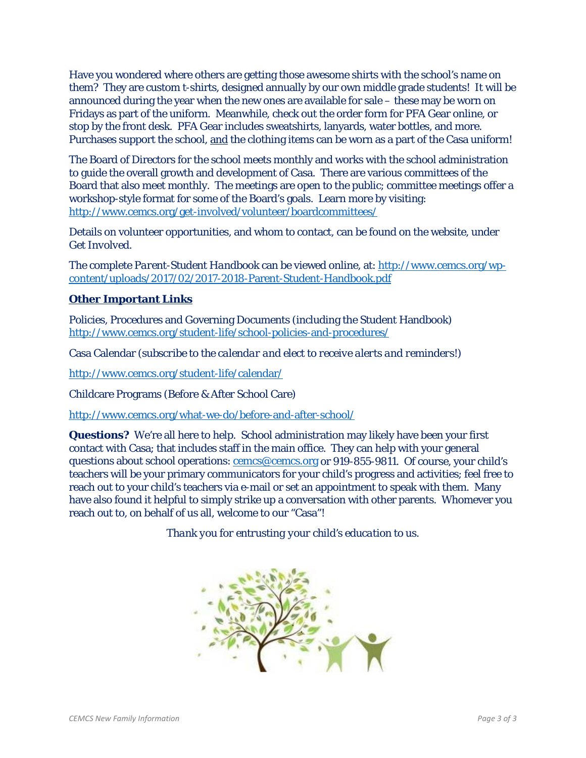Have you wondered where others are getting those awesome shirts with the school's name on them? They are custom t-shirts, designed annually by our own middle grade students! It will be announced during the year when the new ones are available for sale – these may be worn on Fridays as part of the uniform. Meanwhile, check out the order form for PFA Gear online, or stop by the front desk. PFA Gear includes sweatshirts, lanyards, water bottles, and more. Purchases support the school, <u>and</u> the clothing items can be worn as a part of the Casa uniform!

The Board of Directors for the school meets monthly and works with the school administration to guide the overall growth and development of Casa. There are various committees of the Board that also meet monthly. The meetings are open to the public; committee meetings offer a workshop-style format for some of the Board's goals. Learn more by visiting: http://www.cemcs.org/get-involved/volunteer/boardcommittees/

Details on volunteer opportunities, and whom to contact, can be found on the website, under Get Involved.

The complete *Parent-Student Handbook* can be viewed online, at: http://www.cemcs.org/wp-content/uploads/2017/02/2017-2018-Parent-Student-Handbook.pdf

**<u>Other Important Links</u>**

Policies, Procedures and Governing Documents (including the Student Handbook)
http://www.cemcs.org/student-life/school-policies-and-procedures/

Casa Calendar (*subscribe to the calendar and elect to receive alerts and reminders!*)

http://www.cemcs.org/student-life/calendar/

Childcare Programs (Before & After School Care)

http://www.cemcs.org/what-we-do/before-and-after-school/

**Questions?** We're all here to help. School administration may likely have been your first contact with Casa; that includes staff in the main office. They can help with your general questions about school operations: cemcs@cemcs.org or 919-855-9811. Of course, your child's teachers will be your primary communicators for your child's progress and activities; feel free to reach out to your child's teachers via e-mail or set an appointment to speak with them. Many have also found it helpful to simply strike up a conversation with other parents. Whomever you reach out to, on behalf of us all, welcome to our "Casa"!

*Thank you for entrusting your child's education to us.*